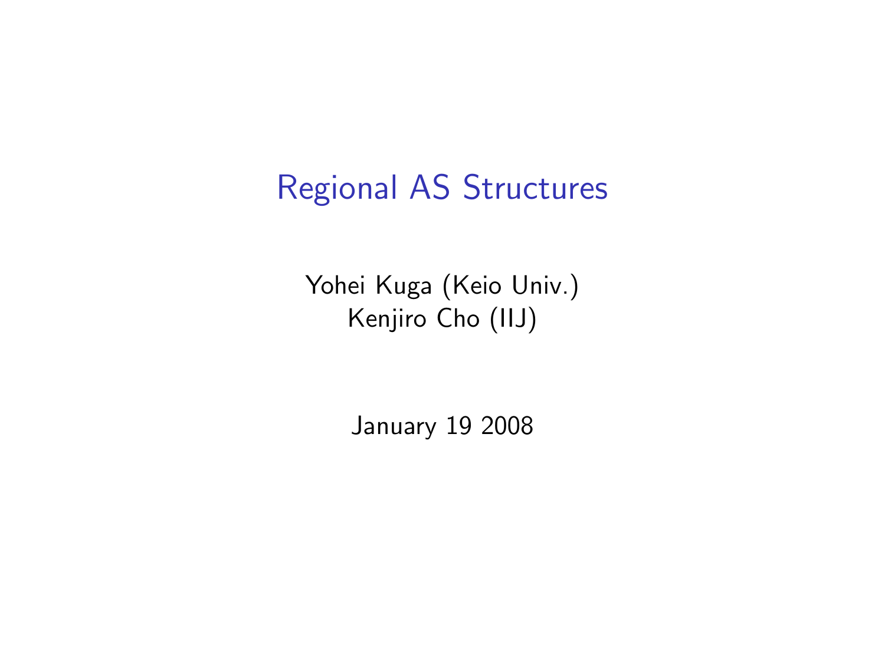# Regional AS Structures

Yohei Kuga (Keio Univ.)
Kenjiro Cho (IIJ)

January 19 2008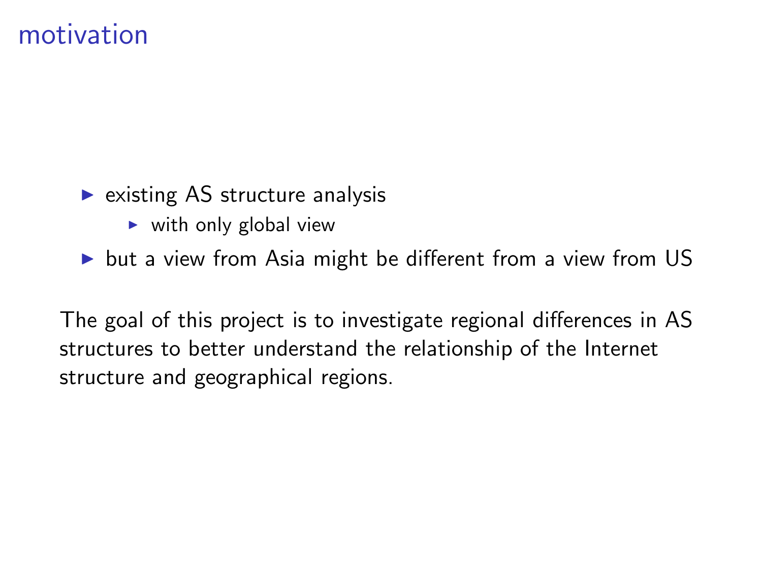# motivation

- existing AS structure analysis
  - with only global view
- but a view from Asia might be different from a view from US

The goal of this project is to investigate regional differences in AS structures to better understand the relationship of the Internet structure and geographical regions.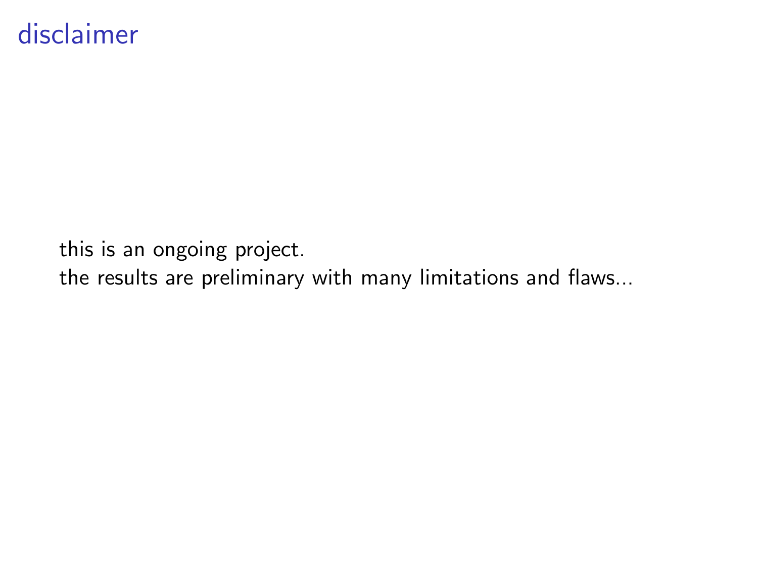# disclaimer

this is an ongoing project.
the results are preliminary with many limitations and flaws...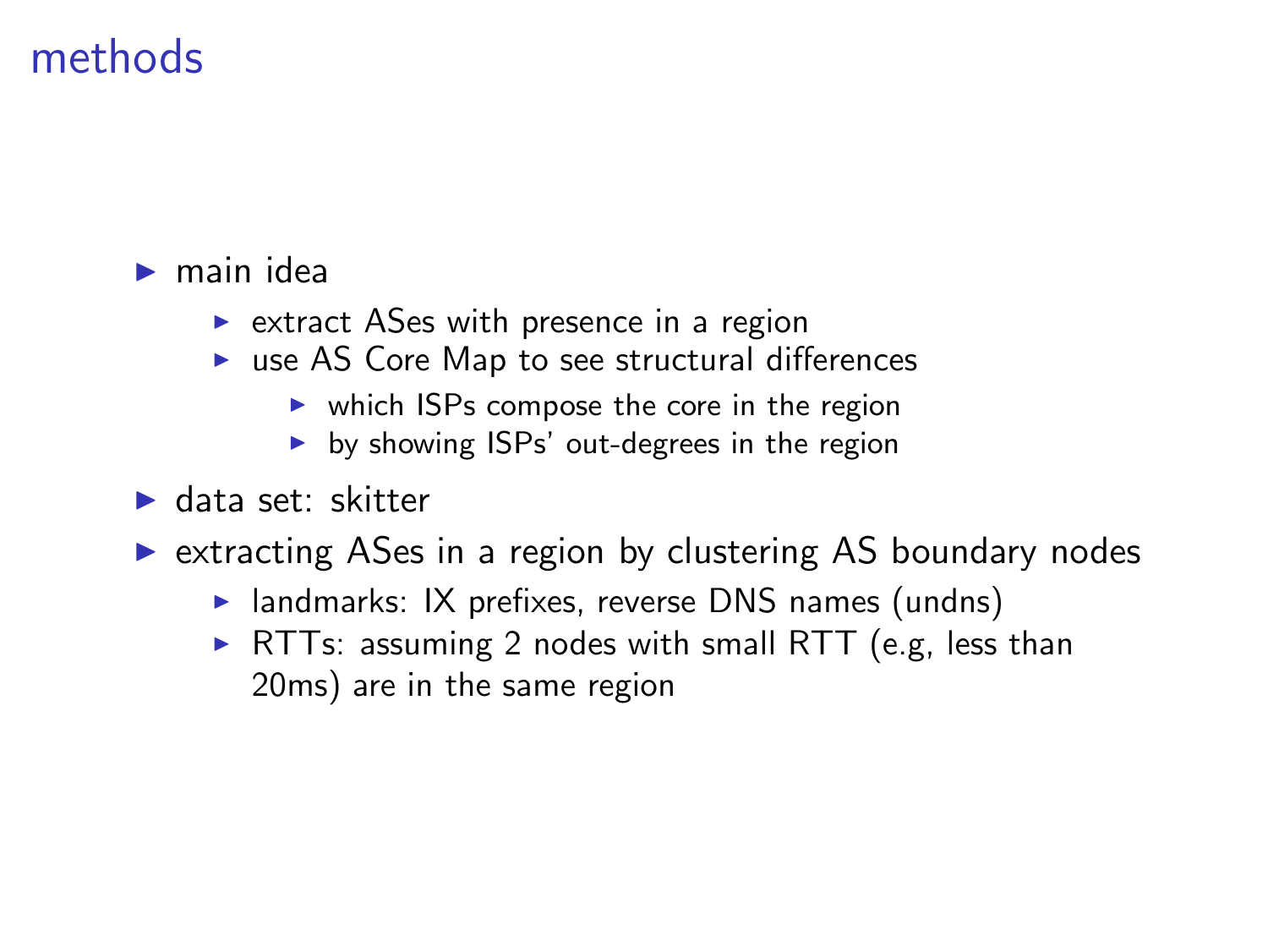# methods

- main idea
  - extract ASes with presence in a region
  - use AS Core Map to see structural differences
    - which ISPs compose the core in the region
    - by showing ISPs' out-degrees in the region
- data set: skitter
- extracting ASes in a region by clustering AS boundary nodes
  - landmarks: IX prefixes, reverse DNS names (undns)
  - RTTs: assuming 2 nodes with small RTT (e.g, less than 20ms) are in the same region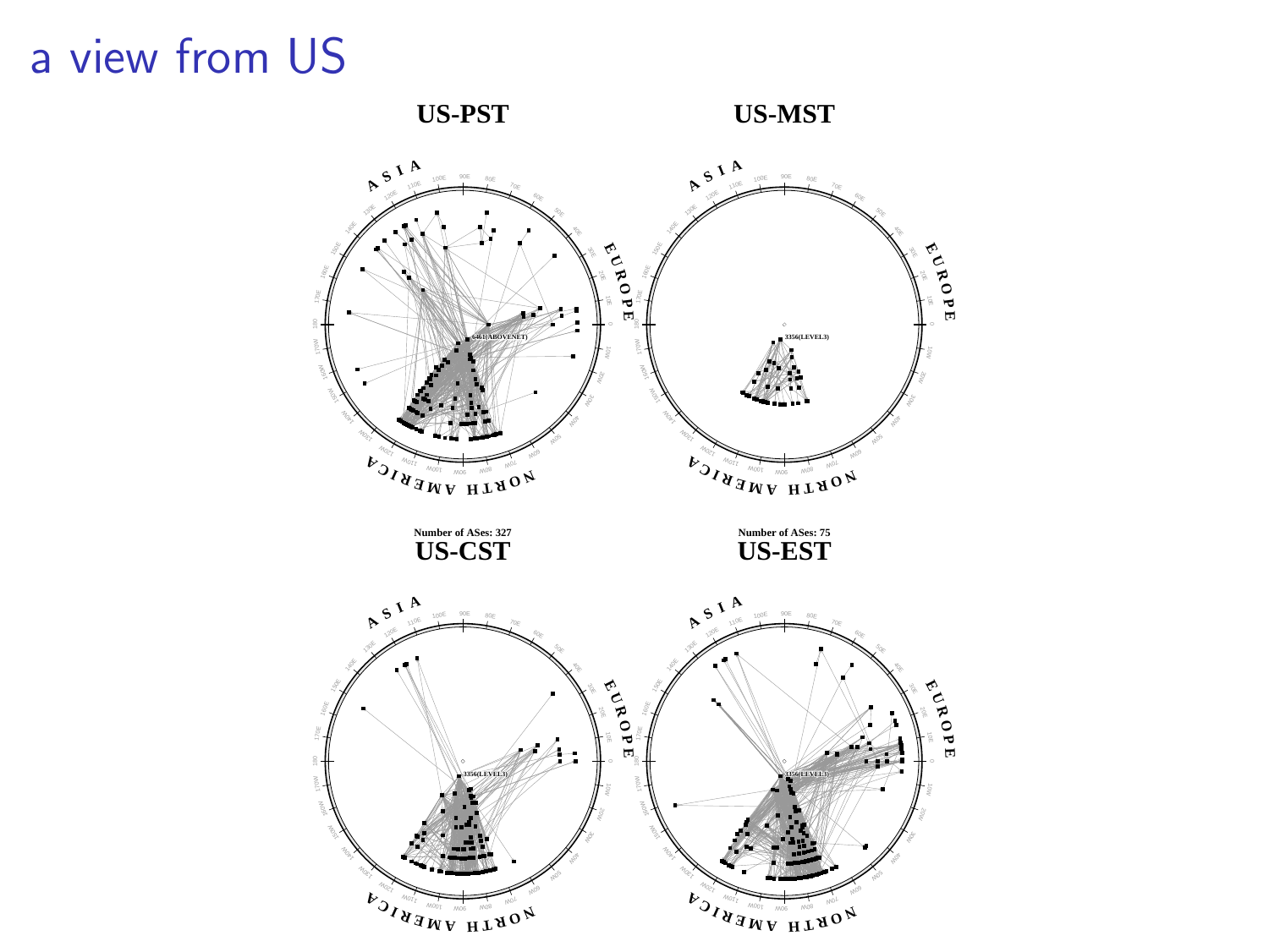# a view from US

**US-PST**

**US-MST**

**Number of ASes: 327**

**US-CST**

**Number of ASes: 75**

**US-EST**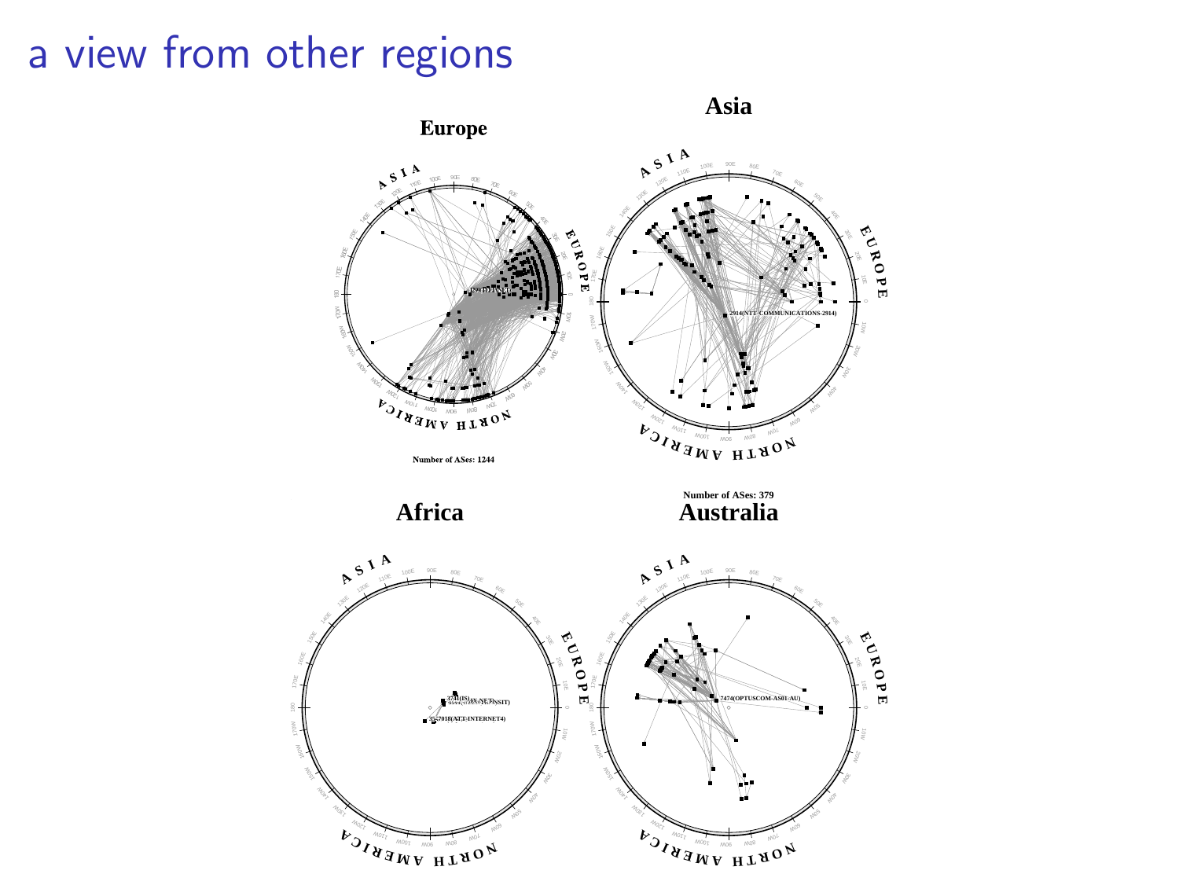# a view from other regions

**Europe**

Number of ASes: 1244

**Asia**

Number of ASes: 379

**Africa**

**Australia**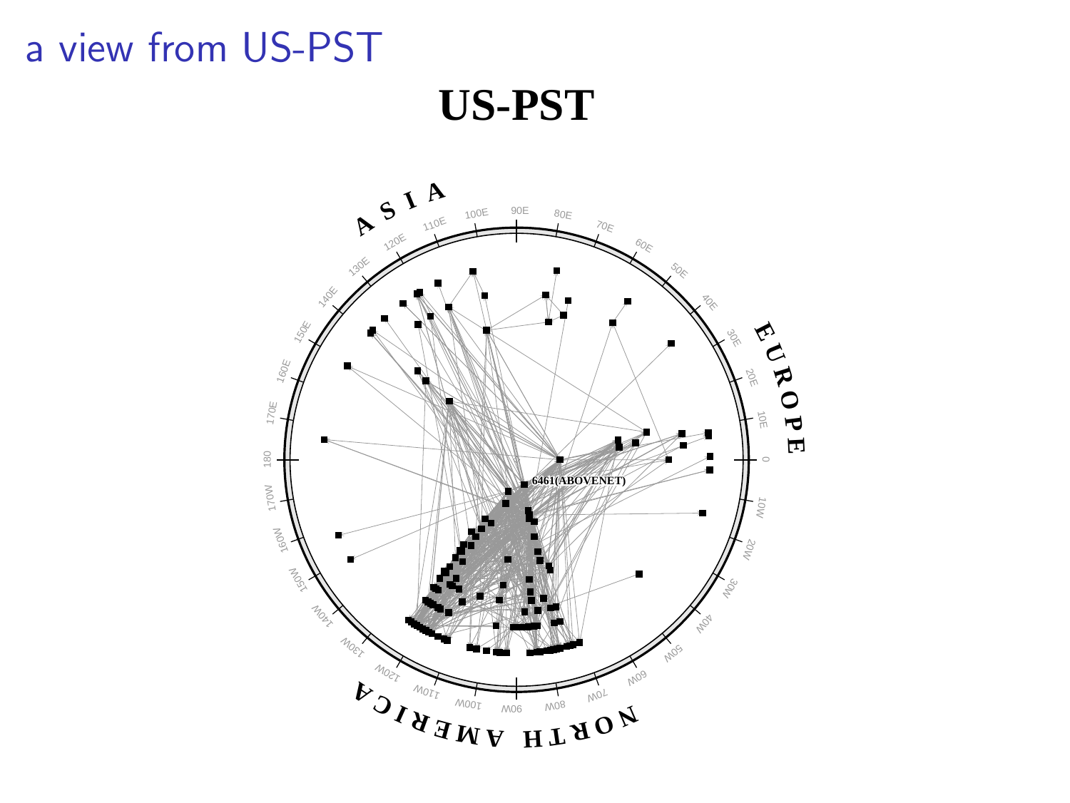# a view from US-PST

**US-PST**

ASIA

EUROPE

NORTH AMERICA

6461(ABOVENET)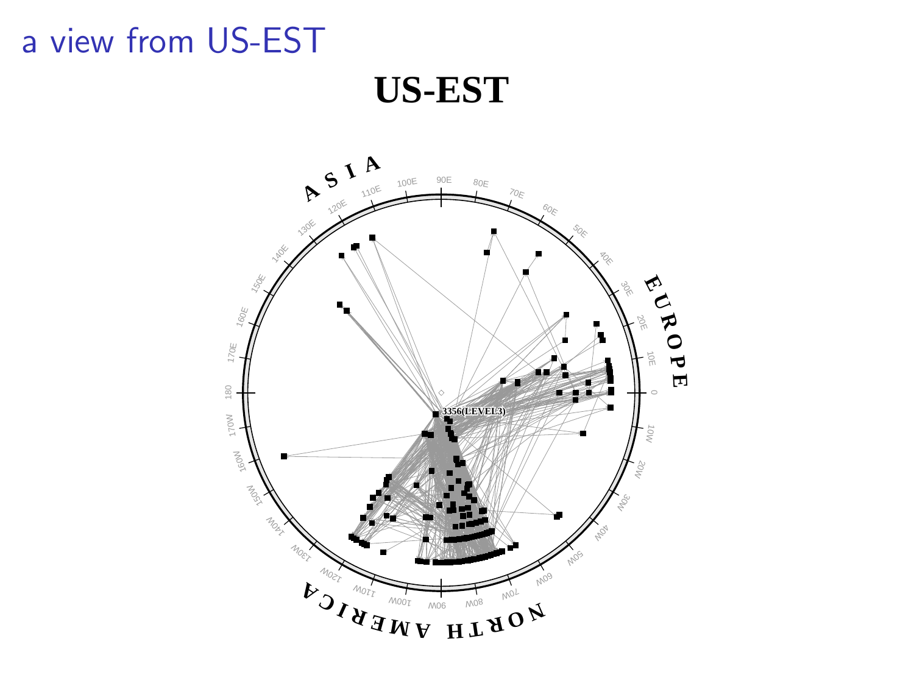# a view from US-EST

US-EST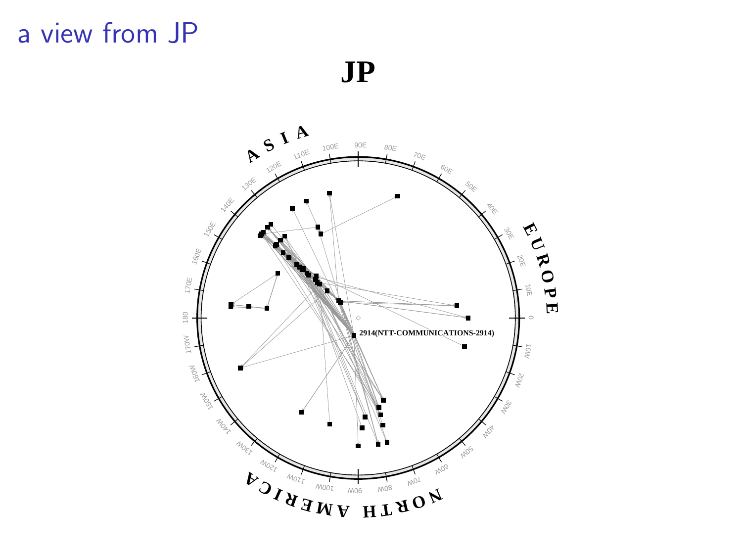# a view from JP

JP

ASIA

EUROPE

NORTH AMERICA

2914(NTT-COMMUNICATIONS-2914)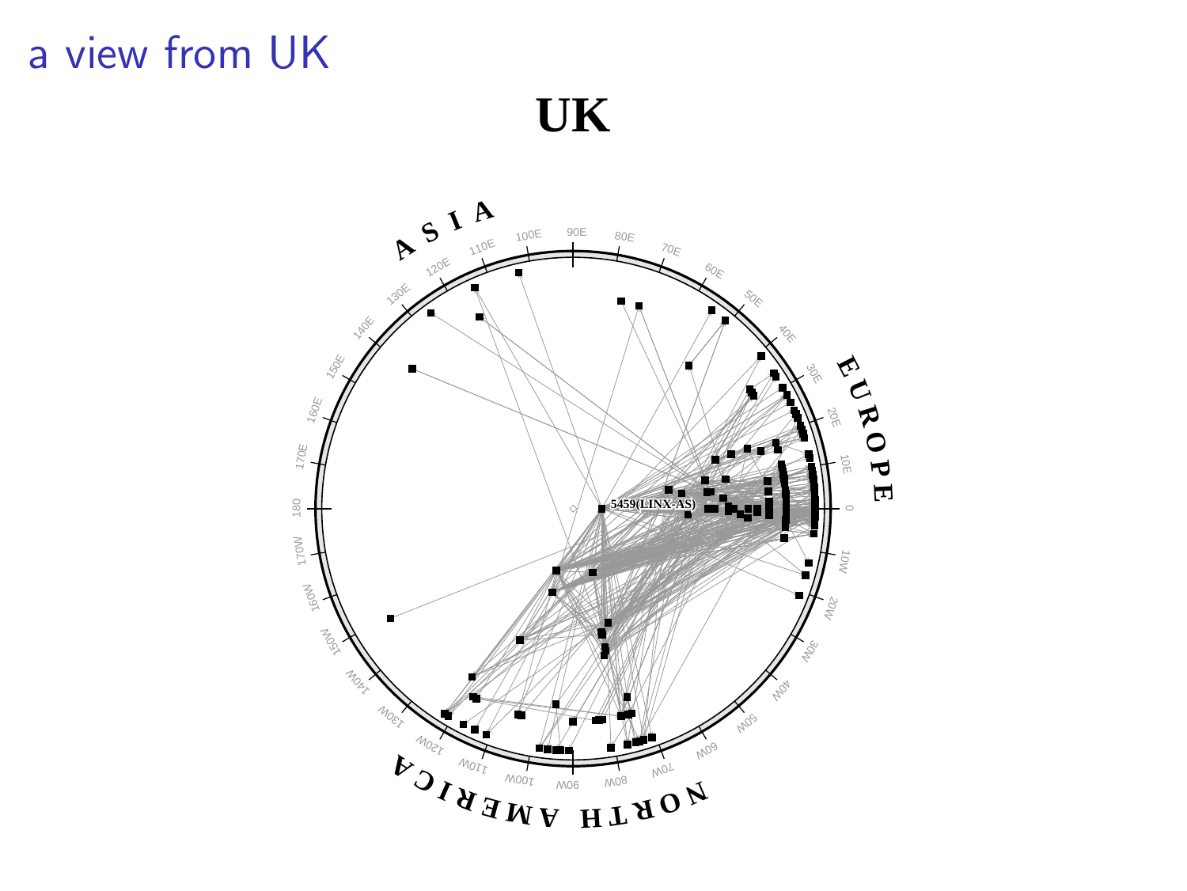# a view from UK

UK

ASIA

EUROPE

NORTH AMERICA

5459(LINX-AS)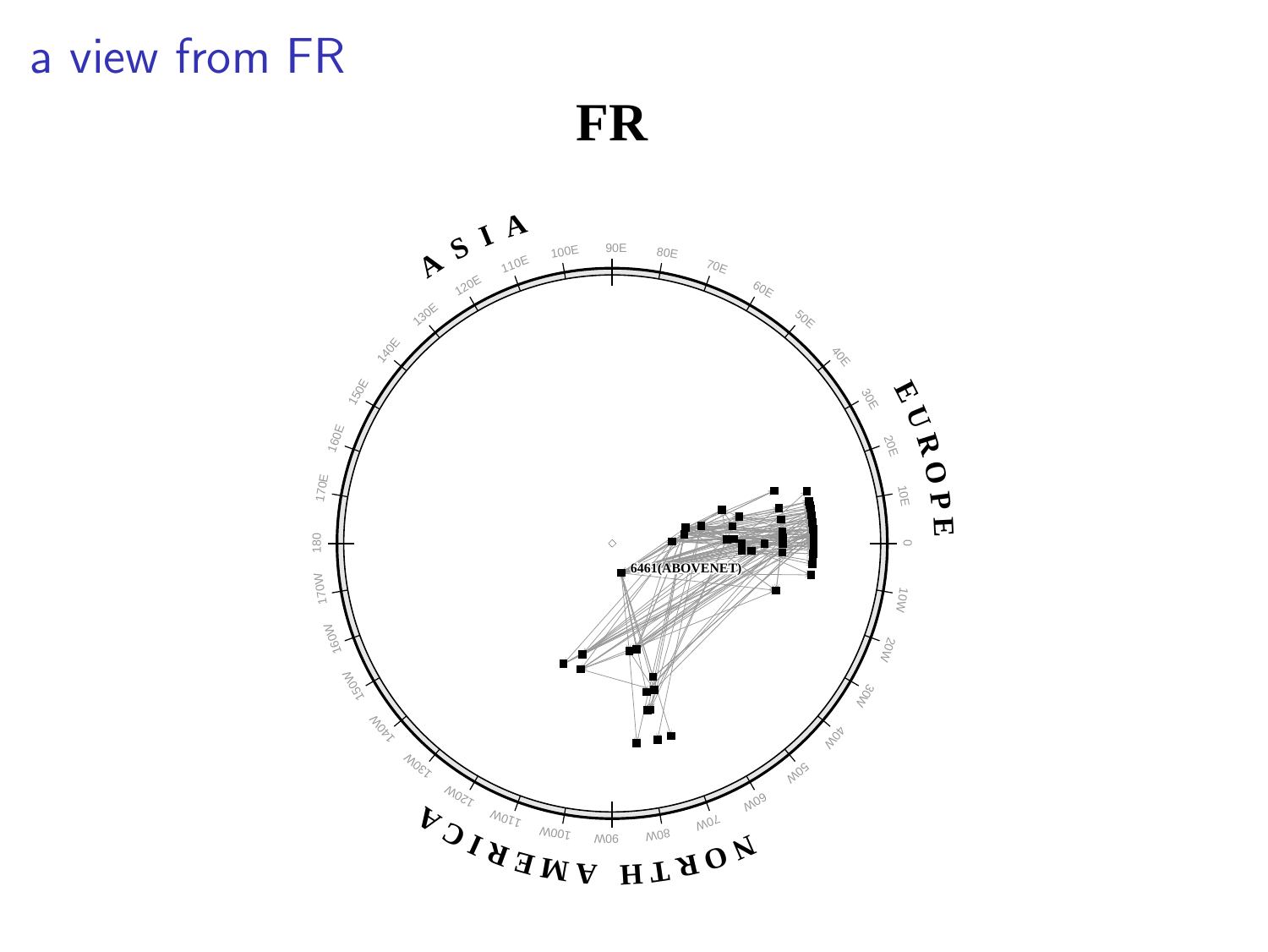# a view from FR

**FR**

A S I A

E U R O P E

N O R T H   A M E R I C A

6461(ABOVENET)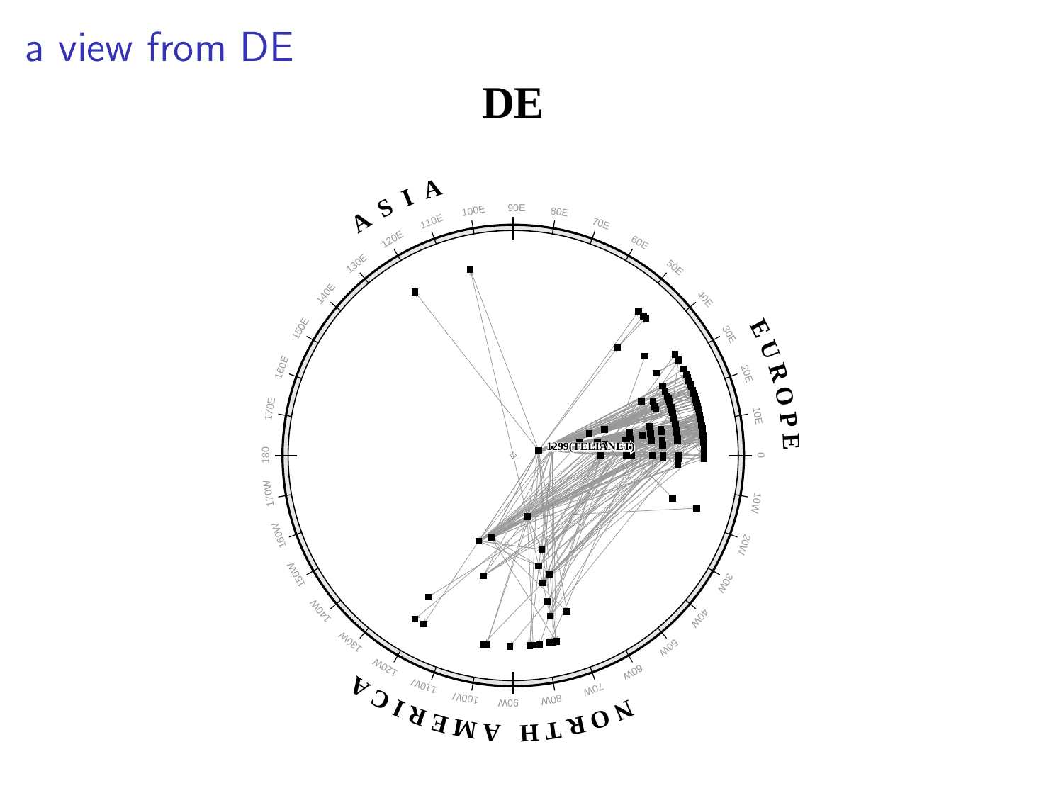# a view from DE

DE

1299(TELIANET)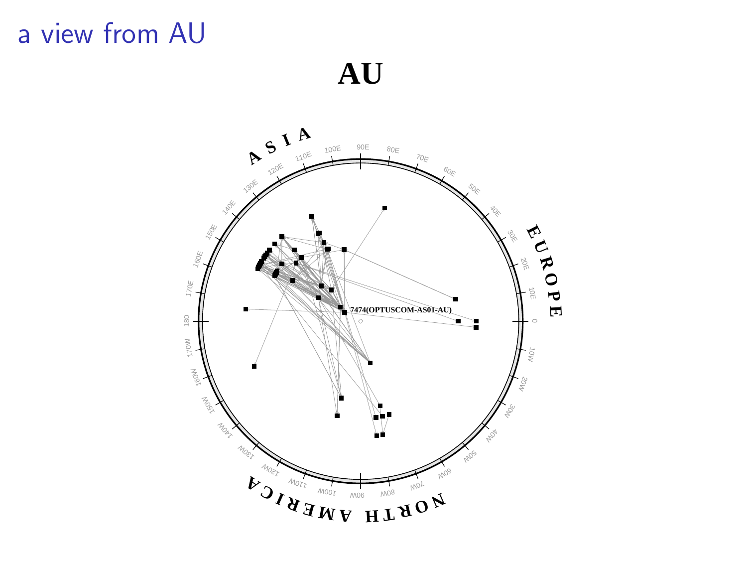# a view from AU

**AU**

ASIA

EUROPE

NORTH AMERICA

7474(OPTUSCOM-AS01-AU)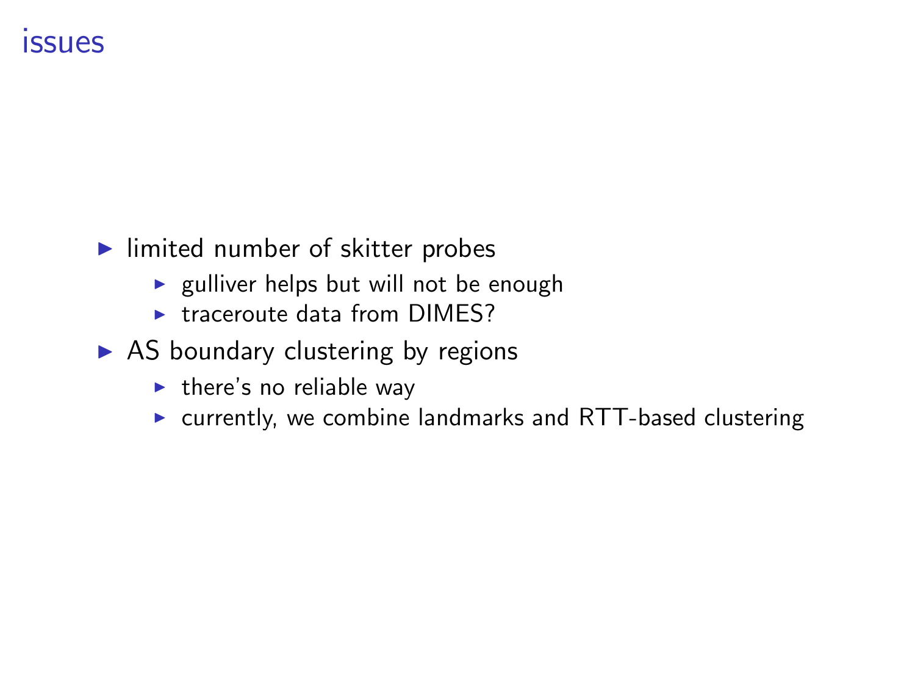# issues

- limited number of skitter probes
  - gulliver helps but will not be enough
  - traceroute data from DIMES?
- AS boundary clustering by regions
  - there's no reliable way
  - currently, we combine landmarks and RTT-based clustering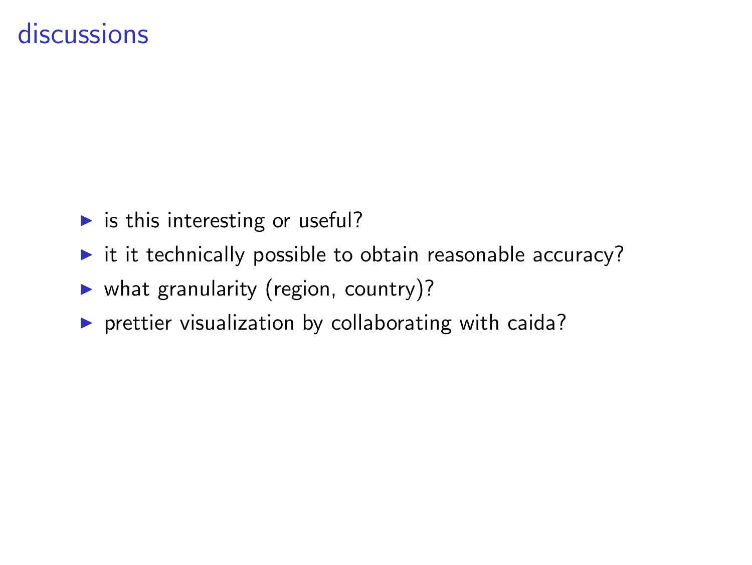# discussions

- is this interesting or useful?
- it it technically possible to obtain reasonable accuracy?
- what granularity (region, country)?
- prettier visualization by collaborating with caida?